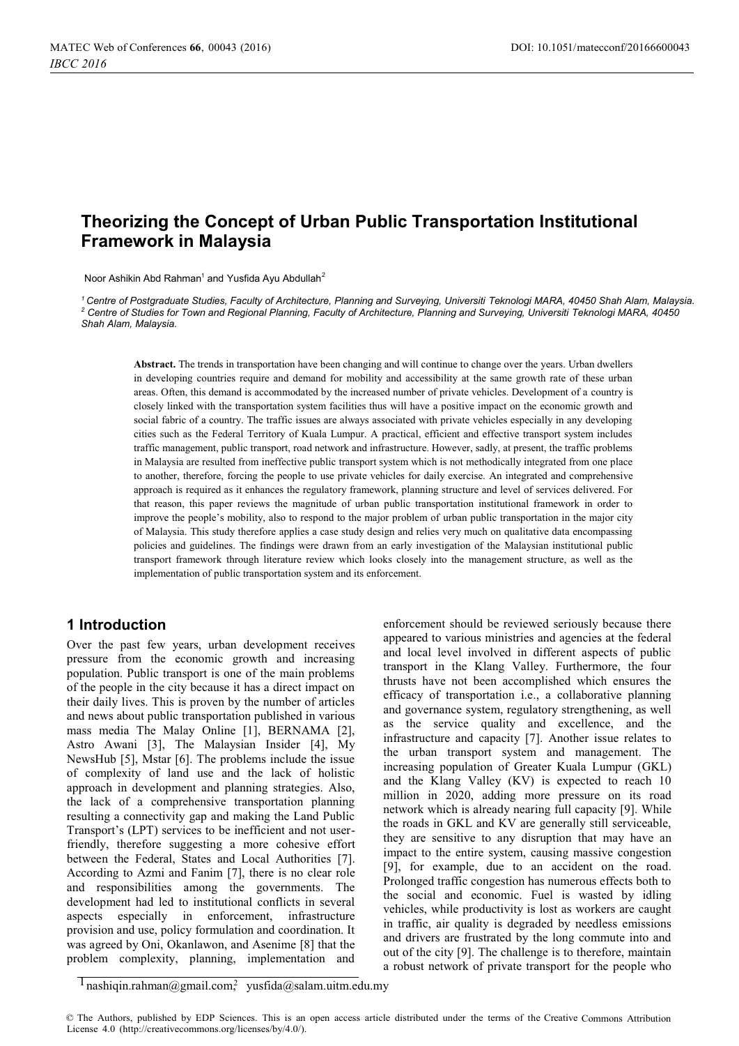# Theorizing the Concept of Urban Public Transportation Institutional Framework in Malaysia

Noor Ashikin Abd Rahman[1] and Yusfida Ayu Abdullah[2]

[1] *Centre of Postgraduate Studies, Faculty of Architecture, Planning and Surveying, Universiti Teknologi MARA, 40450 Shah Alam, Malaysia.*
[2] *Centre of Studies for Town and Regional Planning, Faculty of Architecture, Planning and Surveying, Universiti Teknologi MARA, 40450 Shah Alam, Malaysia.*

**Abstract.** The trends in transportation have been changing and will continue to change over the years. Urban dwellers in developing countries require and demand for mobility and accessibility at the same growth rate of these urban areas. Often, this demand is accommodated by the increased number of private vehicles. Development of a country is closely linked with the transportation system facilities thus will have a positive impact on the economic growth and social fabric of a country. The traffic issues are always associated with private vehicles especially in any developing cities such as the Federal Territory of Kuala Lumpur. A practical, efficient and effective transport system includes traffic management, public transport, road network and infrastructure. However, sadly, at present, the traffic problems in Malaysia are resulted from ineffective public transport system which is not methodically integrated from one place to another, therefore, forcing the people to use private vehicles for daily exercise. An integrated and comprehensive approach is required as it enhances the regulatory framework, planning structure and level of services delivered. For that reason, this paper reviews the magnitude of urban public transportation institutional framework in order to improve the people's mobility, also to respond to the major problem of urban public transportation in the major city of Malaysia. This study therefore applies a case study design and relies very much on qualitative data encompassing policies and guidelines. The findings were drawn from an early investigation of the Malaysian institutional public transport framework through literature review which looks closely into the management structure, as well as the implementation of public transportation system and its enforcement.

## 1 Introduction

Over the past few years, urban development receives pressure from the economic growth and increasing population. Public transport is one of the main problems of the people in the city because it has a direct impact on their daily lives. This is proven by the number of articles and news about public transportation published in various mass media The Malay Online [1], BERNAMA [2], Astro Awani [3], The Malaysian Insider [4], My NewsHub [5], Mstar [6]. The problems include the issue of complexity of land use and the lack of holistic approach in development and planning strategies. Also, the lack of a comprehensive transportation planning resulting a connectivity gap and making the Land Public Transport's (LPT) services to be inefficient and not user-friendly, therefore suggesting a more cohesive effort between the Federal, States and Local Authorities [7]. According to Azmi and Fanim [7], there is no clear role and responsibilities among the governments. The development had led to institutional conflicts in several aspects especially in enforcement, infrastructure provision and use, policy formulation and coordination. It was agreed by Oni, Okanlawon, and Asenime [8] that the problem complexity, planning, implementation and enforcement should be reviewed seriously because there appeared to various ministries and agencies at the federal and local level involved in different aspects of public transport in the Klang Valley. Furthermore, the four thrusts have not been accomplished which ensures the efficacy of transportation i.e., a collaborative planning and governance system, regulatory strengthening, as well as the service quality and excellence, and the infrastructure and capacity [7]. Another issue relates to the urban transport system and management. The increasing population of Greater Kuala Lumpur (GKL) and the Klang Valley (KV) is expected to reach 10 million in 2020, adding more pressure on its road network which is already nearing full capacity [9]. While the roads in GKL and KV are generally still serviceable, they are sensitive to any disruption that may have an impact to the entire system, causing massive congestion [9], for example, due to an accident on the road. Prolonged traffic congestion has numerous effects both to the social and economic. Fuel is wasted by idling vehicles, while productivity is lost as workers are caught in traffic, air quality is degraded by needless emissions and drivers are frustrated by the long commute into and out of the city [9]. The challenge is to therefore, maintain a robust network of private transport for the people who

[1] nashiqin.rahman@gmail.com; [2] yusfida@salam.uitm.edu.my

© The Authors, published by EDP Sciences. This is an open access article distributed under the terms of the Creative Commons Attribution License 4.0 (http://creativecommons.org/licenses/by/4.0/).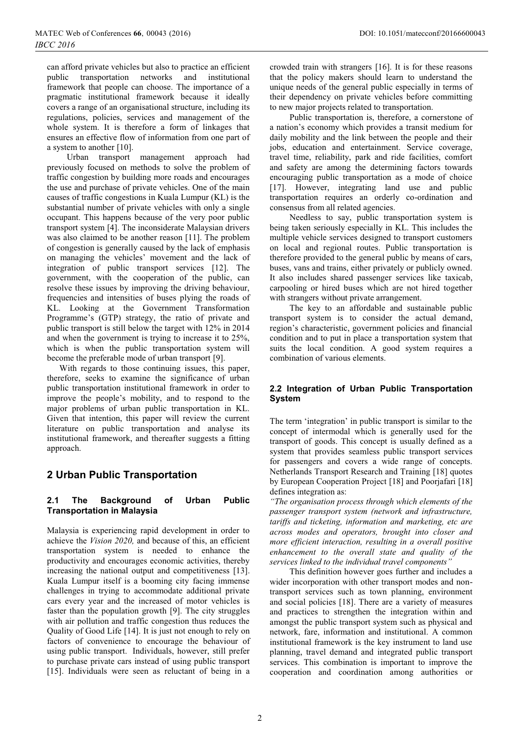can afford private vehicles but also to practice an efficient public transportation networks and institutional framework that people can choose. The importance of a pragmatic institutional framework because it ideally covers a range of an organisational structure, including its regulations, policies, services and management of the whole system. It is therefore a form of linkages that ensures an effective flow of information from one part of a system to another [10].

Urban transport management approach had previously focused on methods to solve the problem of traffic congestion by building more roads and encourages the use and purchase of private vehicles. One of the main causes of traffic congestions in Kuala Lumpur (KL) is the substantial number of private vehicles with only a single occupant. This happens because of the very poor public transport system [4]. The inconsiderate Malaysian drivers was also claimed to be another reason [11]. The problem of congestion is generally caused by the lack of emphasis on managing the vehicles' movement and the lack of integration of public transport services [12]. The government, with the cooperation of the public, can resolve these issues by improving the driving behaviour, frequencies and intensities of buses plying the roads of KL. Looking at the Government Transformation Programme's (GTP) strategy, the ratio of private and public transport is still below the target with 12% in 2014 and when the government is trying to increase it to 25%, which is when the public transportation system will become the preferable mode of urban transport [9].

With regards to those continuing issues, this paper, therefore, seeks to examine the significance of urban public transportation institutional framework in order to improve the people's mobility, and to respond to the major problems of urban public transportation in KL. Given that intention, this paper will review the current literature on public transportation and analyse its institutional framework, and thereafter suggests a fitting approach.

## 2 Urban Public Transportation

### 2.1 The Background of Urban Public Transportation in Malaysia

Malaysia is experiencing rapid development in order to achieve the *Vision 2020,* and because of this, an efficient transportation system is needed to enhance the productivity and encourages economic activities, thereby increasing the national output and competitiveness [13]. Kuala Lumpur itself is a booming city facing immense challenges in trying to accommodate additional private cars every year and the increased of motor vehicles is faster than the population growth [9]. The city struggles with air pollution and traffic congestion thus reduces the Quality of Good Life [14]. It is just not enough to rely on factors of convenience to encourage the behaviour of using public transport. Individuals, however, still prefer to purchase private cars instead of using public transport [15]. Individuals were seen as reluctant of being in a crowded train with strangers [16]. It is for these reasons that the policy makers should learn to understand the unique needs of the general public especially in terms of their dependency on private vehicles before committing to new major projects related to transportation.

Public transportation is, therefore, a cornerstone of a nation's economy which provides a transit medium for daily mobility and the link between the people and their jobs, education and entertainment. Service coverage, travel time, reliability, park and ride facilities, comfort and safety are among the determining factors towards encouraging public transportation as a mode of choice [17]. However, integrating land use and public transportation requires an orderly co-ordination and consensus from all related agencies.

Needless to say, public transportation system is being taken seriously especially in KL. This includes the multiple vehicle services designed to transport customers on local and regional routes. Public transportation is therefore provided to the general public by means of cars, buses, vans and trains, either privately or publicly owned. It also includes shared passenger services like taxicab, carpooling or hired buses which are not hired together with strangers without private arrangement.

The key to an affordable and sustainable public transport system is to consider the actual demand, region's characteristic, government policies and financial condition and to put in place a transportation system that suits the local condition. A good system requires a combination of various elements.

### 2.2 Integration of Urban Public Transportation System

The term 'integration' in public transport is similar to the concept of intermodal which is generally used for the transport of goods. This concept is usually defined as a system that provides seamless public transport services for passengers and covers a wide range of concepts. Netherlands Transport Research and Training [18] quotes by European Cooperation Project [18] and Poorjafari [18] defines integration as:

*"The organisation process through which elements of the passenger transport system (network and infrastructure, tariffs and ticketing, information and marketing, etc are across modes and operators, brought into closer and more efficient interaction, resulting in a overall positive enhancement to the overall state and quality of the services linked to the individual travel components"*

This definition however goes further and includes a wider incorporation with other transport modes and non-transport services such as town planning, environment and social policies [18]. There are a variety of measures and practices to strengthen the integration within and amongst the public transport system such as physical and network, fare, information and institutional. A common institutional framework is the key instrument to land use planning, travel demand and integrated public transport services. This combination is important to improve the cooperation and coordination among authorities or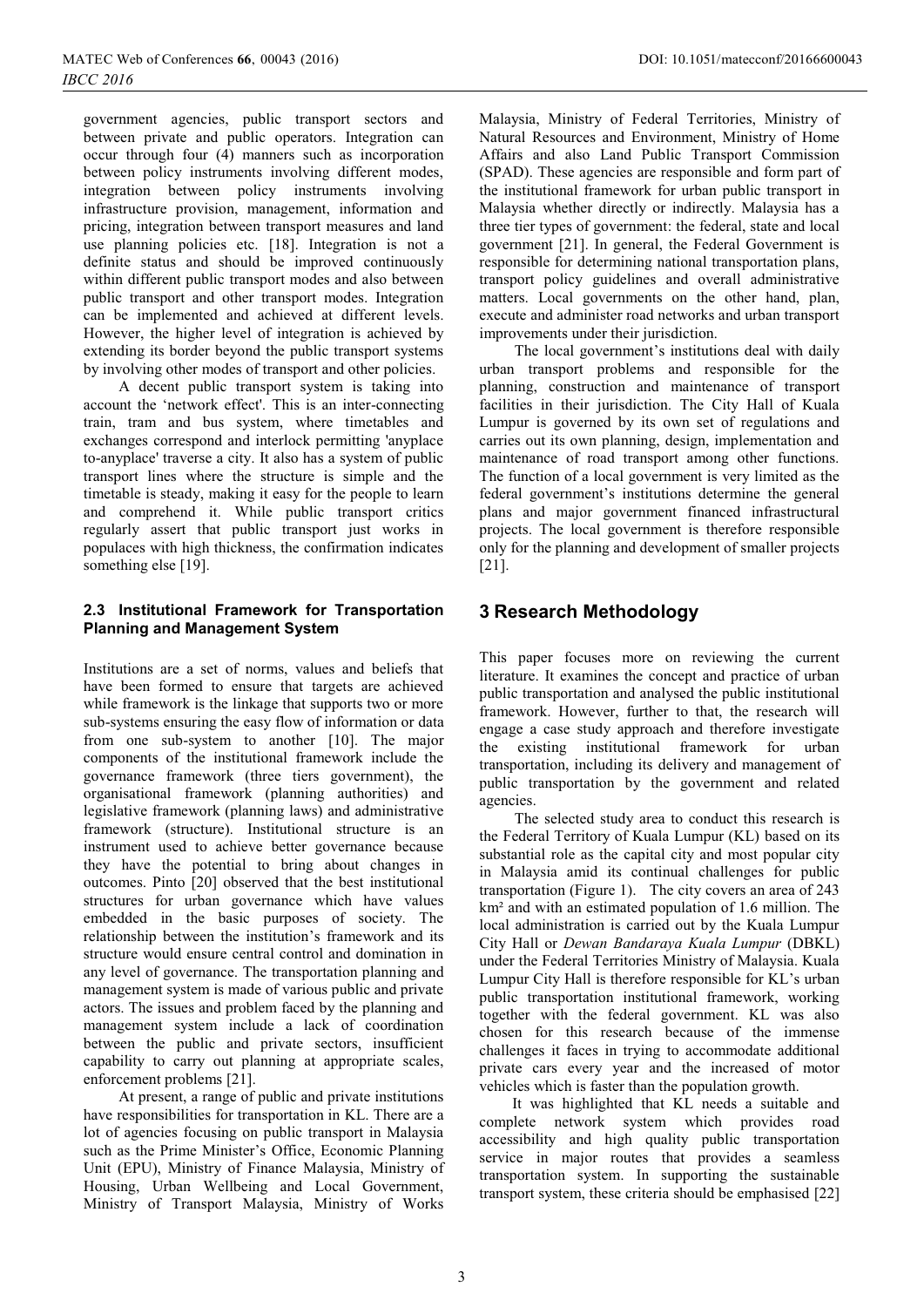government agencies, public transport sectors and between private and public operators. Integration can occur through four (4) manners such as incorporation between policy instruments involving different modes, integration between policy instruments involving infrastructure provision, management, information and pricing, integration between transport measures and land use planning policies etc. [18]. Integration is not a definite status and should be improved continuously within different public transport modes and also between public transport and other transport modes. Integration can be implemented and achieved at different levels. However, the higher level of integration is achieved by extending its border beyond the public transport systems by involving other modes of transport and other policies.

A decent public transport system is taking into account the 'network effect'. This is an inter-connecting train, tram and bus system, where timetables and exchanges correspond and interlock permitting 'anyplace to-anyplace' traverse a city. It also has a system of public transport lines where the structure is simple and the timetable is steady, making it easy for the people to learn and comprehend it. While public transport critics regularly assert that public transport just works in populaces with high thickness, the confirmation indicates something else [19].

### 2.3 Institutional Framework for Transportation Planning and Management System

Institutions are a set of norms, values and beliefs that have been formed to ensure that targets are achieved while framework is the linkage that supports two or more sub-systems ensuring the easy flow of information or data from one sub-system to another [10]. The major components of the institutional framework include the governance framework (three tiers government), the organisational framework (planning authorities) and legislative framework (planning laws) and administrative framework (structure). Institutional structure is an instrument used to achieve better governance because they have the potential to bring about changes in outcomes. Pinto [20] observed that the best institutional structures for urban governance which have values embedded in the basic purposes of society. The relationship between the institution's framework and its structure would ensure central control and domination in any level of governance. The transportation planning and management system is made of various public and private actors. The issues and problem faced by the planning and management system include a lack of coordination between the public and private sectors, insufficient capability to carry out planning at appropriate scales, enforcement problems [21].

At present, a range of public and private institutions have responsibilities for transportation in KL. There are a lot of agencies focusing on public transport in Malaysia such as the Prime Minister's Office, Economic Planning Unit (EPU), Ministry of Finance Malaysia, Ministry of Housing, Urban Wellbeing and Local Government, Ministry of Transport Malaysia, Ministry of Works Malaysia, Ministry of Federal Territories, Ministry of Natural Resources and Environment, Ministry of Home Affairs and also Land Public Transport Commission (SPAD). These agencies are responsible and form part of the institutional framework for urban public transport in Malaysia whether directly or indirectly. Malaysia has a three tier types of government: the federal, state and local government [21]. In general, the Federal Government is responsible for determining national transportation plans, transport policy guidelines and overall administrative matters. Local governments on the other hand, plan, execute and administer road networks and urban transport improvements under their jurisdiction.

The local government's institutions deal with daily urban transport problems and responsible for the planning, construction and maintenance of transport facilities in their jurisdiction. The City Hall of Kuala Lumpur is governed by its own set of regulations and carries out its own planning, design, implementation and maintenance of road transport among other functions. The function of a local government is very limited as the federal government's institutions determine the general plans and major government financed infrastructural projects. The local government is therefore responsible only for the planning and development of smaller projects [21].

## 3 Research Methodology

This paper focuses more on reviewing the current literature. It examines the concept and practice of urban public transportation and analysed the public institutional framework. However, further to that, the research will engage a case study approach and therefore investigate the existing institutional framework for urban transportation, including its delivery and management of public transportation by the government and related agencies.

The selected study area to conduct this research is the Federal Territory of Kuala Lumpur (KL) based on its substantial role as the capital city and most popular city in Malaysia amid its continual challenges for public transportation (Figure 1). The city covers an area of 243 km² and with an estimated population of 1.6 million. The local administration is carried out by the Kuala Lumpur City Hall or *Dewan Bandaraya Kuala Lumpur* (DBKL) under the Federal Territories Ministry of Malaysia. Kuala Lumpur City Hall is therefore responsible for KL's urban public transportation institutional framework, working together with the federal government. KL was also chosen for this research because of the immense challenges it faces in trying to accommodate additional private cars every year and the increased of motor vehicles which is faster than the population growth.

It was highlighted that KL needs a suitable and complete network system which provides road accessibility and high quality public transportation service in major routes that provides a seamless transportation system. In supporting the sustainable transport system, these criteria should be emphasised [22]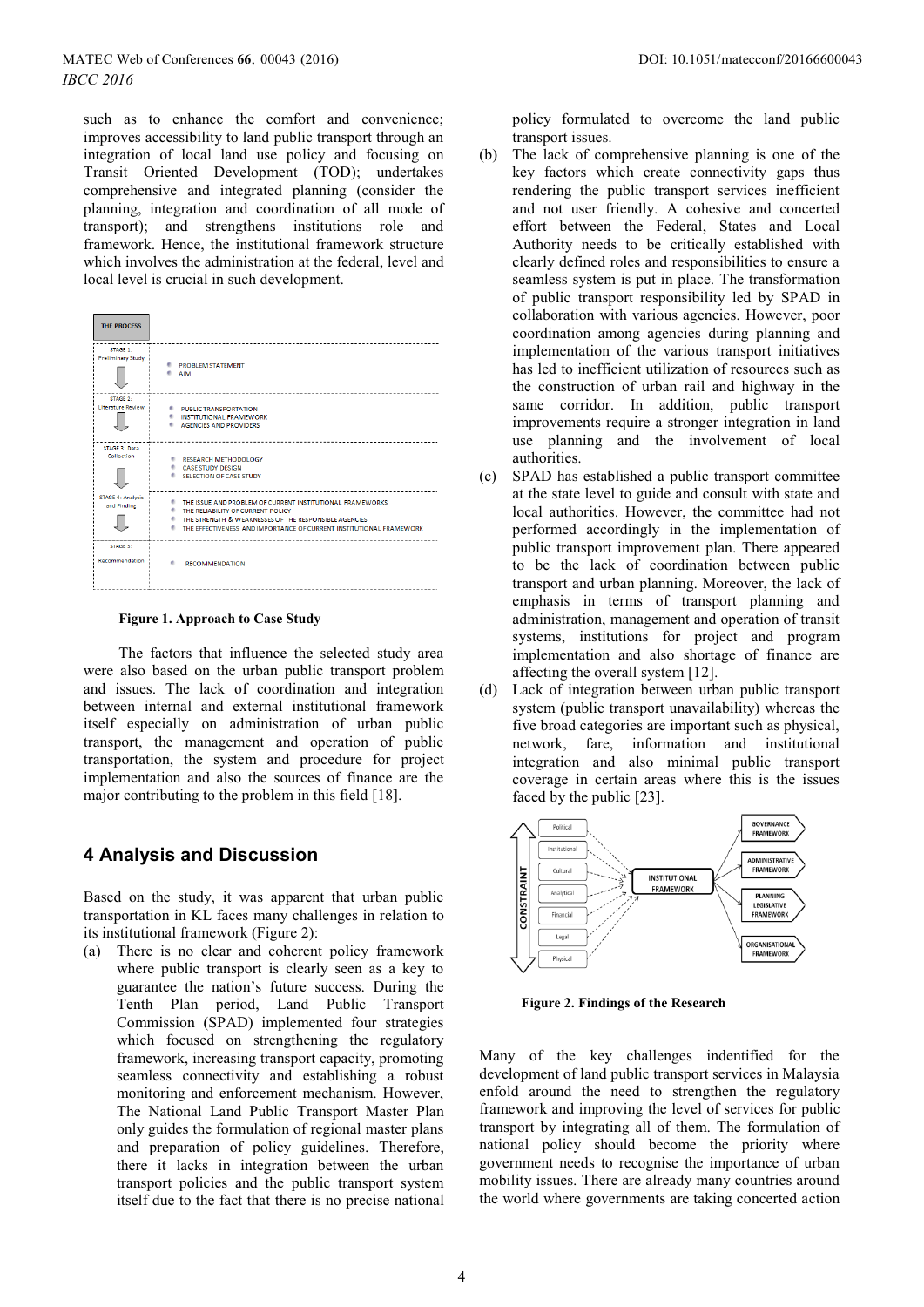such as to enhance the comfort and convenience; improves accessibility to land public transport through an integration of local land use policy and focusing on Transit Oriented Development (TOD); undertakes comprehensive and integrated planning (consider the planning, integration and coordination of all mode of transport); and strengthens institutions role and framework. Hence, the institutional framework structure which involves the administration at the federal, level and local level is crucial in such development.

| THE PROCESS | |
|---|---|
| STAGE 1: Preliminary Study | PROBLEM STATEMENT; AIM |
| STAGE 2: Literature Review | PUBLIC TRANSPORTATION; INSTITUTIONAL FRAMEWORK; AGENCIES AND PROVIDERS |
| STAGE 3: Data Collection | RESEARCH METHODOLOGY; CASE STUDY DESIGN; SELECTION OF CASE STUDY |
| STAGE 4: Analysis and Finding | THE ISSUE AND PROBLEM OF CURRENT INSTITUTIONAL FRAMEWORKS; THE RELIABILITY OF CURRENT POLICY; THE STRENGTH & WEAKNESSES OF THE RESPONSIBLE AGENCIES; THE EFFECTIVENESS AND IMPORTANCE OF CURRENT INSTITUTIONAL FRAMEWORK |
| STAGE 5: Recommendation | RECOMMENDATION |

**Figure 1. Approach to Case Study**

The factors that influence the selected study area were also based on the urban public transport problem and issues. The lack of coordination and integration between internal and external institutional framework itself especially on administration of urban public transport, the management and operation of public transportation, the system and procedure for project implementation and also the sources of finance are the major contributing to the problem in this field [18].

## 4 Analysis and Discussion

Based on the study, it was apparent that urban public transportation in KL faces many challenges in relation to its institutional framework (Figure 2):

(a) There is no clear and coherent policy framework where public transport is clearly seen as a key to guarantee the nation's future success. During the Tenth Plan period, Land Public Transport Commission (SPAD) implemented four strategies which focused on strengthening the regulatory framework, increasing transport capacity, promoting seamless connectivity and establishing a robust monitoring and enforcement mechanism. However, The National Land Public Transport Master Plan only guides the formulation of regional master plans and preparation of policy guidelines. Therefore, there it lacks in integration between the urban transport policies and the public transport system itself due to the fact that there is no precise national policy formulated to overcome the land public transport issues.

(b) The lack of comprehensive planning is one of the key factors which create connectivity gaps thus rendering the public transport services inefficient and not user friendly. A cohesive and concerted effort between the Federal, States and Local Authority needs to be critically established with clearly defined roles and responsibilities to ensure a seamless system is put in place. The transformation of public transport responsibility led by SPAD in collaboration with various agencies. However, poor coordination among agencies during planning and implementation of the various transport initiatives has led to inefficient utilization of resources such as the construction of urban rail and highway in the same corridor. In addition, public transport improvements require a stronger integration in land use planning and the involvement of local authorities.

(c) SPAD has established a public transport committee at the state level to guide and consult with state and local authorities. However, the committee had not performed accordingly in the implementation of public transport improvement plan. There appeared to be the lack of coordination between public transport and urban planning. Moreover, the lack of emphasis in terms of transport planning and administration, management and operation of transit systems, institutions for project and program implementation and also shortage of finance are affecting the overall system [12].

(d) Lack of integration between urban public transport system (public transport unavailability) whereas the five broad categories are important such as physical, network, fare, information and institutional integration and also minimal public transport coverage in certain areas where this is the issues faced by the public [23].

| CONSTRAINT | | Outcomes |
|---|---|---|
| Political | INSTITUTIONAL FRAMEWORK | GOVERNANCE FRAMEWORK |
| Institutional | | ADMINISTRATIVE FRAMEWORK |
| Cultural | | PLANNING LEGISLATIVE FRAMEWORK |
| Analytical | | ORGANISATIONAL FRAMEWORK |
| Financial | | |
| Legal | | |
| Physical | | |

**Figure 2. Findings of the Research**

Many of the key challenges identified for the development of land public transport services in Malaysia enfold around the need to strengthen the regulatory framework and improving the level of services for public transport by integrating all of them. The formulation of national policy should become the priority where government needs to recognise the importance of urban mobility issues. There are already many countries around the world where governments are taking concerted action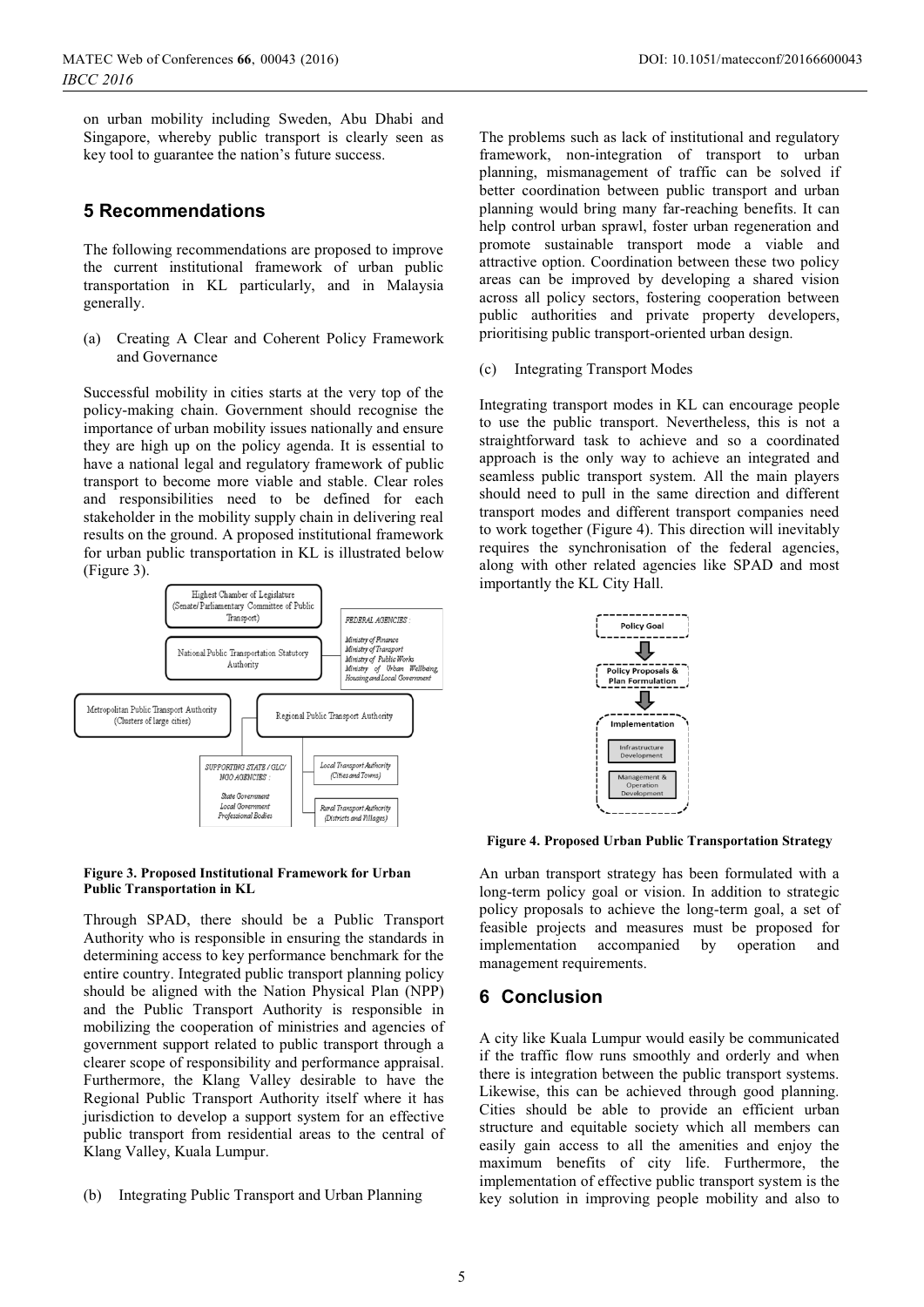on urban mobility including Sweden, Abu Dhabi and Singapore, whereby public transport is clearly seen as key tool to guarantee the nation's future success.

## 5 Recommendations

The following recommendations are proposed to improve the current institutional framework of urban public transportation in KL particularly, and in Malaysia generally.

(a) Creating A Clear and Coherent Policy Framework and Governance

Successful mobility in cities starts at the very top of the policy-making chain. Government should recognise the importance of urban mobility issues nationally and ensure they are high up on the policy agenda. It is essential to have a national legal and regulatory framework of public transport to become more viable and stable. Clear roles and responsibilities need to be defined for each stakeholder in the mobility supply chain in delivering real results on the ground. A proposed institutional framework for urban public transportation in KL is illustrated below (Figure 3).

**Figure 3. Proposed Institutional Framework for Urban Public Transportation in KL**

Through SPAD, there should be a Public Transport Authority who is responsible in ensuring the standards in determining access to key performance benchmark for the entire country. Integrated public transport planning policy should be aligned with the Nation Physical Plan (NPP) and the Public Transport Authority is responsible in mobilizing the cooperation of ministries and agencies of government support related to public transport through a clearer scope of responsibility and performance appraisal. Furthermore, the Klang Valley desirable to have the Regional Public Transport Authority itself where it has jurisdiction to develop a support system for an effective public transport from residential areas to the central of Klang Valley, Kuala Lumpur.

(b) Integrating Public Transport and Urban Planning

The problems such as lack of institutional and regulatory framework, non-integration of transport to urban planning, mismanagement of traffic can be solved if better coordination between public transport and urban planning would bring many far-reaching benefits. It can help control urban sprawl, foster urban regeneration and promote sustainable transport mode a viable and attractive option. Coordination between these two policy areas can be improved by developing a shared vision across all policy sectors, fostering cooperation between public authorities and private property developers, prioritising public transport-oriented urban design.

(c) Integrating Transport Modes

Integrating transport modes in KL can encourage people to use the public transport. Nevertheless, this is not a straightforward task to achieve and so a coordinated approach is the only way to achieve an integrated and seamless public transport system. All the main players should need to pull in the same direction and different transport modes and different transport companies need to work together (Figure 4). This direction will inevitably requires the synchronisation of the federal agencies, along with other related agencies like SPAD and most importantly the KL City Hall.

**Figure 4. Proposed Urban Public Transportation Strategy**

An urban transport strategy has been formulated with a long-term policy goal or vision. In addition to strategic policy proposals to achieve the long-term goal, a set of feasible projects and measures must be proposed for implementation accompanied by operation and management requirements.

## 6 Conclusion

A city like Kuala Lumpur would easily be communicated if the traffic flow runs smoothly and orderly and when there is integration between the public transport systems. Likewise, this can be achieved through good planning. Cities should be able to provide an efficient urban structure and equitable society which all members can easily gain access to all the amenities and enjoy the maximum benefits of city life. Furthermore, the implementation of effective public transport system is the key solution in improving people mobility and also to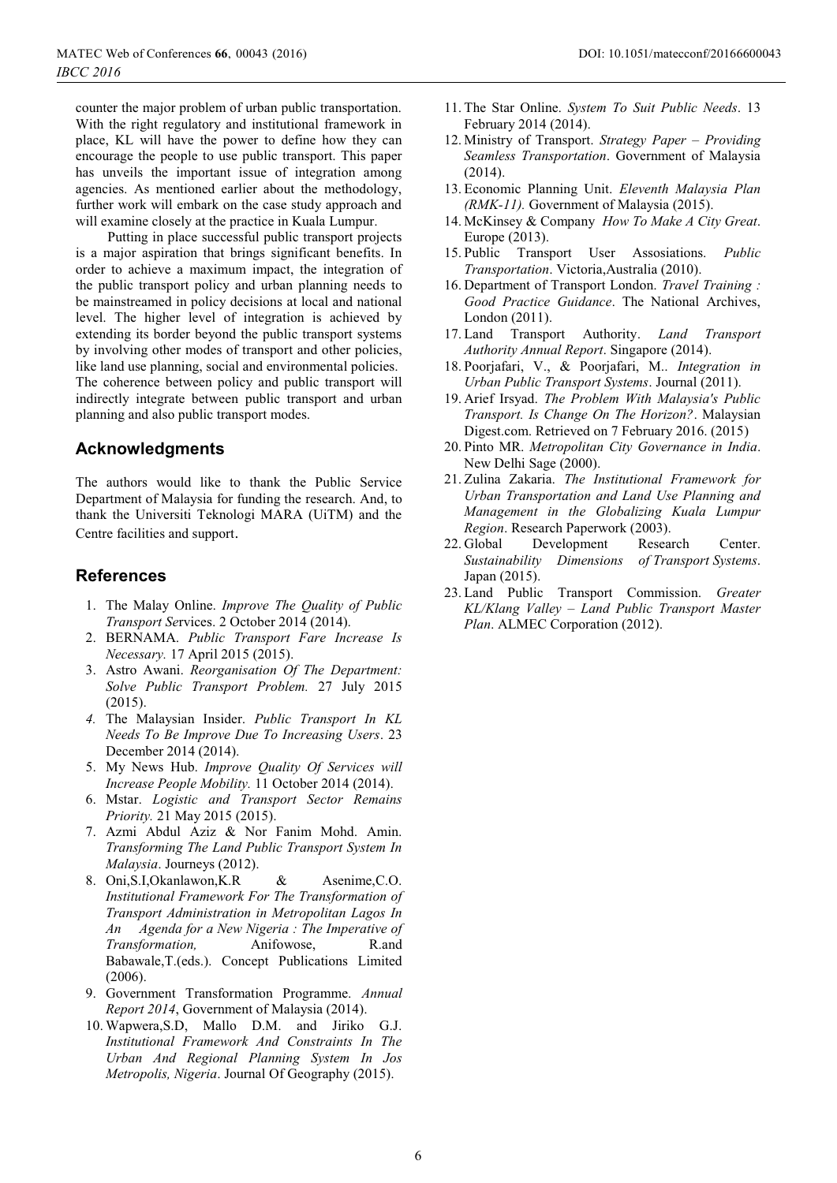counter the major problem of urban public transportation. With the right regulatory and institutional framework in place, KL will have the power to define how they can encourage the people to use public transport. This paper has unveils the important issue of integration among agencies. As mentioned earlier about the methodology, further work will embark on the case study approach and will examine closely at the practice in Kuala Lumpur.

Putting in place successful public transport projects is a major aspiration that brings significant benefits. In order to achieve a maximum impact, the integration of the public transport policy and urban planning needs to be mainstreamed in policy decisions at local and national level. The higher level of integration is achieved by extending its border beyond the public transport systems by involving other modes of transport and other policies, like land use planning, social and environmental policies. The coherence between policy and public transport will indirectly integrate between public transport and urban planning and also public transport modes.

## Acknowledgments

The authors would like to thank the Public Service Department of Malaysia for funding the research. And, to thank the Universiti Teknologi MARA (UiTM) and the Centre facilities and support.

## References

1. The Malay Online. *Improve The Quality of Public Transport Se*rvices. 2 October 2014 (2014).
2. BERNAMA. *Public Transport Fare Increase Is Necessary.* 17 April 2015 (2015).
3. Astro Awani. *Reorganisation Of The Department: Solve Public Transport Problem.* 27 July 2015 (2015).
4. The Malaysian Insider. *Public Transport In KL Needs To Be Improve Due To Increasing Users*. 23 December 2014 (2014).
5. My News Hub. *Improve Quality Of Services will Increase People Mobility.* 11 October 2014 (2014).
6. Mstar. *Logistic and Transport Sector Remains Priority.* 21 May 2015 (2015).
7. Azmi Abdul Aziz & Nor Fanim Mohd. Amin. *Transforming The Land Public Transport System In Malaysia*. Journeys (2012).
8. Oni,S.I,Okanlawon,K.R & Asenime,C.O. *Institutional Framework For The Transformation of Transport Administration in Metropolitan Lagos In An Agenda for a New Nigeria : The Imperative of Transformation,* Anifowose, R.and Babawale,T.(eds.). Concept Publications Limited (2006).
9. Government Transformation Programme. *Annual Report 2014*, Government of Malaysia (2014).
10. Wapwera,S.D, Mallo D.M. and Jiriko G.J. *Institutional Framework And Constraints In The Urban And Regional Planning System In Jos Metropolis, Nigeria*. Journal Of Geography (2015).
11. The Star Online. *System To Suit Public Needs*. 13 February 2014 (2014).
12. Ministry of Transport. *Strategy Paper – Providing Seamless Transportation*. Government of Malaysia (2014).
13. Economic Planning Unit. *Eleventh Malaysia Plan (RMK-11).* Government of Malaysia (2015).
14. McKinsey & Company *How To Make A City Great*. Europe (2013).
15. Public Transport User Assosiations. *Public Transportation*. Victoria,Australia (2010).
16. Department of Transport London. *Travel Training : Good Practice Guidance*. The National Archives, London (2011).
17. Land Transport Authority. *Land Transport Authority Annual Report*. Singapore (2014).
18. Poorjafari, V., & Poorjafari, M.. *Integration in Urban Public Transport Systems*. Journal (2011).
19. Arief Irsyad. *The Problem With Malaysia's Public Transport. Is Change On The Horizon?*. Malaysian Digest.com. Retrieved on 7 February 2016. (2015)
20. Pinto MR. *Metropolitan City Governance in India*. New Delhi Sage (2000).
21. Zulina Zakaria. *The Institutional Framework for Urban Transportation and Land Use Planning and Management in the Globalizing Kuala Lumpur Region*. Research Paperwork (2003).
22. Global Development Research Center. *Sustainability Dimensions of Transport Systems*. Japan (2015).
23. Land Public Transport Commission. *Greater KL/Klang Valley – Land Public Transport Master Plan*. ALMEC Corporation (2012).